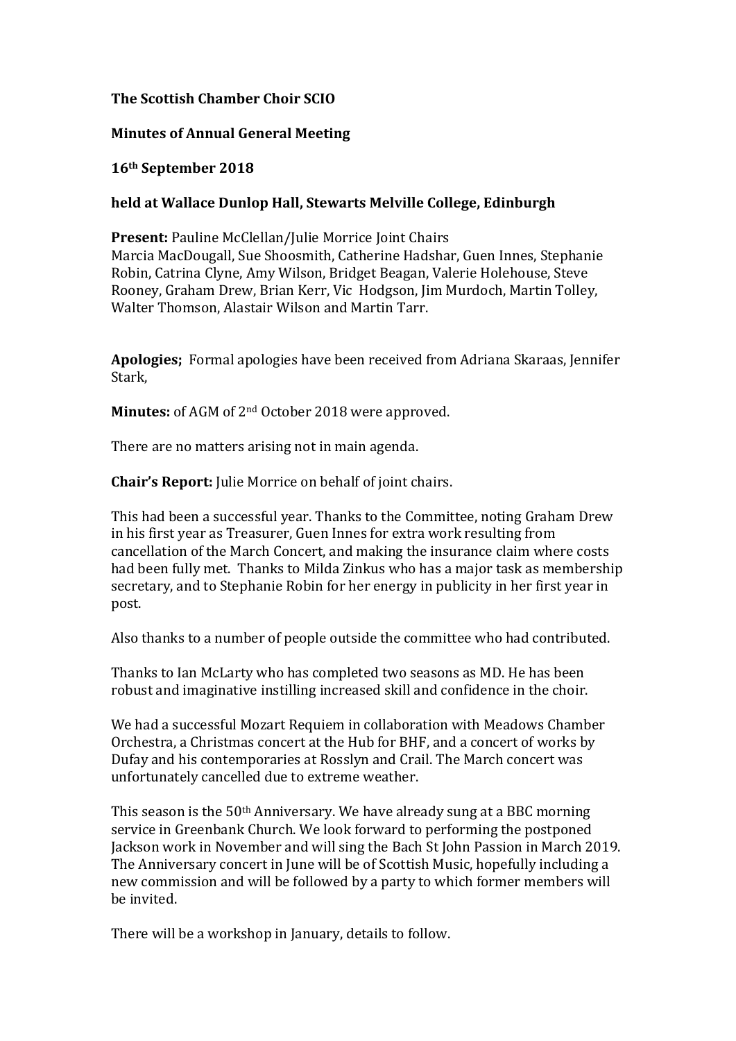**The Scottish Chamber Choir SCIO**

**Minutes of Annual General Meeting**

**16th September 2018**

**held at Wallace Dunlop Hall, Stewarts Melville College, Edinburgh**

**Present:** Pauline McClellan/Julie Morrice Joint Chairs
Marcia MacDougall, Sue Shoosmith, Catherine Hadshar, Guen Innes, Stephanie Robin, Catrina Clyne, Amy Wilson, Bridget Beagan, Valerie Holehouse, Steve Rooney, Graham Drew, Brian Kerr, Vic Hodgson, Jim Murdoch, Martin Tolley, Walter Thomson, Alastair Wilson and Martin Tarr.

**Apologies;** Formal apologies have been received from Adriana Skaraas, Jennifer Stark,

**Minutes:** of AGM of 2nd October 2018 were approved.

There are no matters arising not in main agenda.

**Chair's Report:** Julie Morrice on behalf of joint chairs.

This had been a successful year. Thanks to the Committee, noting Graham Drew in his first year as Treasurer, Guen Innes for extra work resulting from cancellation of the March Concert, and making the insurance claim where costs had been fully met. Thanks to Milda Zinkus who has a major task as membership secretary, and to Stephanie Robin for her energy in publicity in her first year in post.

Also thanks to a number of people outside the committee who had contributed.

Thanks to Ian McLarty who has completed two seasons as MD. He has been robust and imaginative instilling increased skill and confidence in the choir.

We had a successful Mozart Requiem in collaboration with Meadows Chamber Orchestra, a Christmas concert at the Hub for BHF, and a concert of works by Dufay and his contemporaries at Rosslyn and Crail. The March concert was unfortunately cancelled due to extreme weather.

This season is the 50th Anniversary. We have already sung at a BBC morning service in Greenbank Church. We look forward to performing the postponed Jackson work in November and will sing the Bach St John Passion in March 2019. The Anniversary concert in June will be of Scottish Music, hopefully including a new commission and will be followed by a party to which former members will be invited.

There will be a workshop in January, details to follow.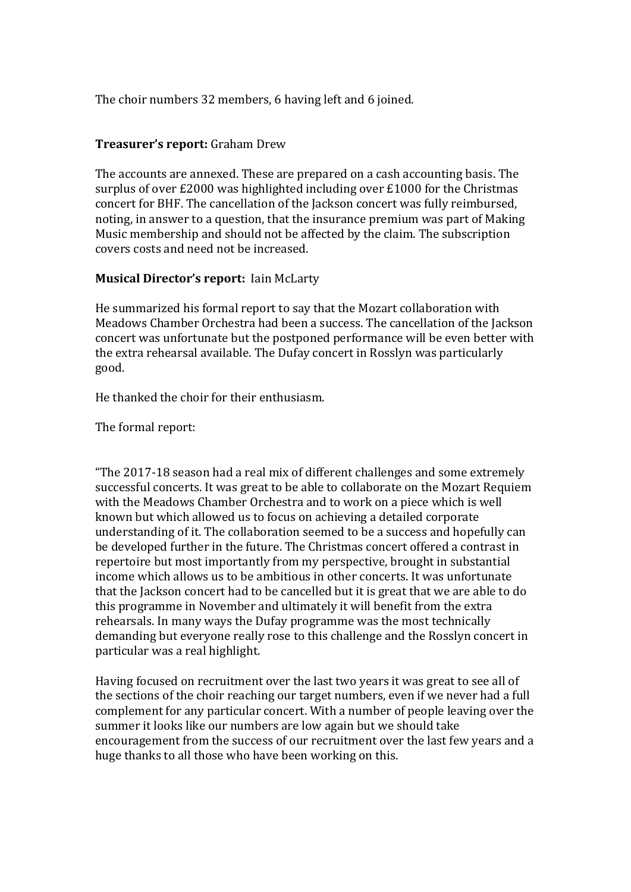The choir numbers 32 members, 6 having left and 6 joined.

**Treasurer's report:** Graham Drew

The accounts are annexed. These are prepared on a cash accounting basis. The surplus of over £2000 was highlighted including over £1000 for the Christmas concert for BHF. The cancellation of the Jackson concert was fully reimbursed, noting, in answer to a question, that the insurance premium was part of Making Music membership and should not be affected by the claim. The subscription covers costs and need not be increased.

**Musical Director's report:** Iain McLarty

He summarized his formal report to say that the Mozart collaboration with Meadows Chamber Orchestra had been a success. The cancellation of the Jackson concert was unfortunate but the postponed performance will be even better with the extra rehearsal available. The Dufay concert in Rosslyn was particularly good.

He thanked the choir for their enthusiasm.

The formal report:

"The 2017-18 season had a real mix of different challenges and some extremely successful concerts. It was great to be able to collaborate on the Mozart Requiem with the Meadows Chamber Orchestra and to work on a piece which is well known but which allowed us to focus on achieving a detailed corporate understanding of it. The collaboration seemed to be a success and hopefully can be developed further in the future. The Christmas concert offered a contrast in repertoire but most importantly from my perspective, brought in substantial income which allows us to be ambitious in other concerts. It was unfortunate that the Jackson concert had to be cancelled but it is great that we are able to do this programme in November and ultimately it will benefit from the extra rehearsals. In many ways the Dufay programme was the most technically demanding but everyone really rose to this challenge and the Rosslyn concert in particular was a real highlight.

Having focused on recruitment over the last two years it was great to see all of the sections of the choir reaching our target numbers, even if we never had a full complement for any particular concert. With a number of people leaving over the summer it looks like our numbers are low again but we should take encouragement from the success of our recruitment over the last few years and a huge thanks to all those who have been working on this.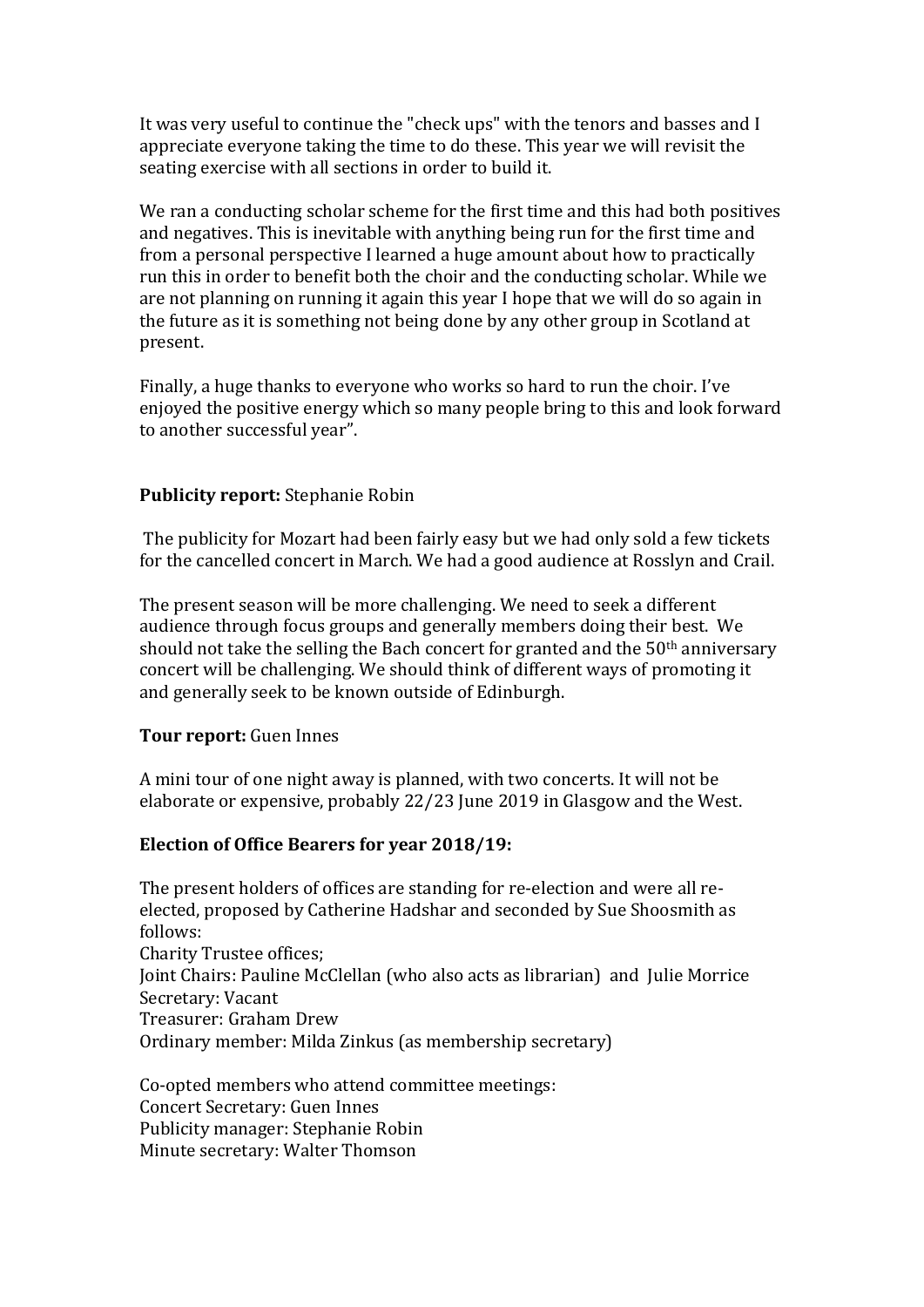It was very useful to continue the "check ups" with the tenors and basses and I appreciate everyone taking the time to do these. This year we will revisit the seating exercise with all sections in order to build it.

We ran a conducting scholar scheme for the first time and this had both positives and negatives. This is inevitable with anything being run for the first time and from a personal perspective I learned a huge amount about how to practically run this in order to benefit both the choir and the conducting scholar. While we are not planning on running it again this year I hope that we will do so again in the future as it is something not being done by any other group in Scotland at present.

Finally, a huge thanks to everyone who works so hard to run the choir. I've enjoyed the positive energy which so many people bring to this and look forward to another successful year".

**Publicity report:** Stephanie Robin

The publicity for Mozart had been fairly easy but we had only sold a few tickets for the cancelled concert in March. We had a good audience at Rosslyn and Crail.

The present season will be more challenging. We need to seek a different audience through focus groups and generally members doing their best. We should not take the selling the Bach concert for granted and the 50th anniversary concert will be challenging. We should think of different ways of promoting it and generally seek to be known outside of Edinburgh.

**Tour report:** Guen Innes

A mini tour of one night away is planned, with two concerts. It will not be elaborate or expensive, probably 22/23 June 2019 in Glasgow and the West.

**Election of Office Bearers for year 2018/19:**

The present holders of offices are standing for re-election and were all re-elected, proposed by Catherine Hadshar and seconded by Sue Shoosmith as follows:
Charity Trustee offices;
Joint Chairs: Pauline McClellan (who also acts as librarian) and Julie Morrice
Secretary: Vacant
Treasurer: Graham Drew
Ordinary member: Milda Zinkus (as membership secretary)

Co-opted members who attend committee meetings:
Concert Secretary: Guen Innes
Publicity manager: Stephanie Robin
Minute secretary: Walter Thomson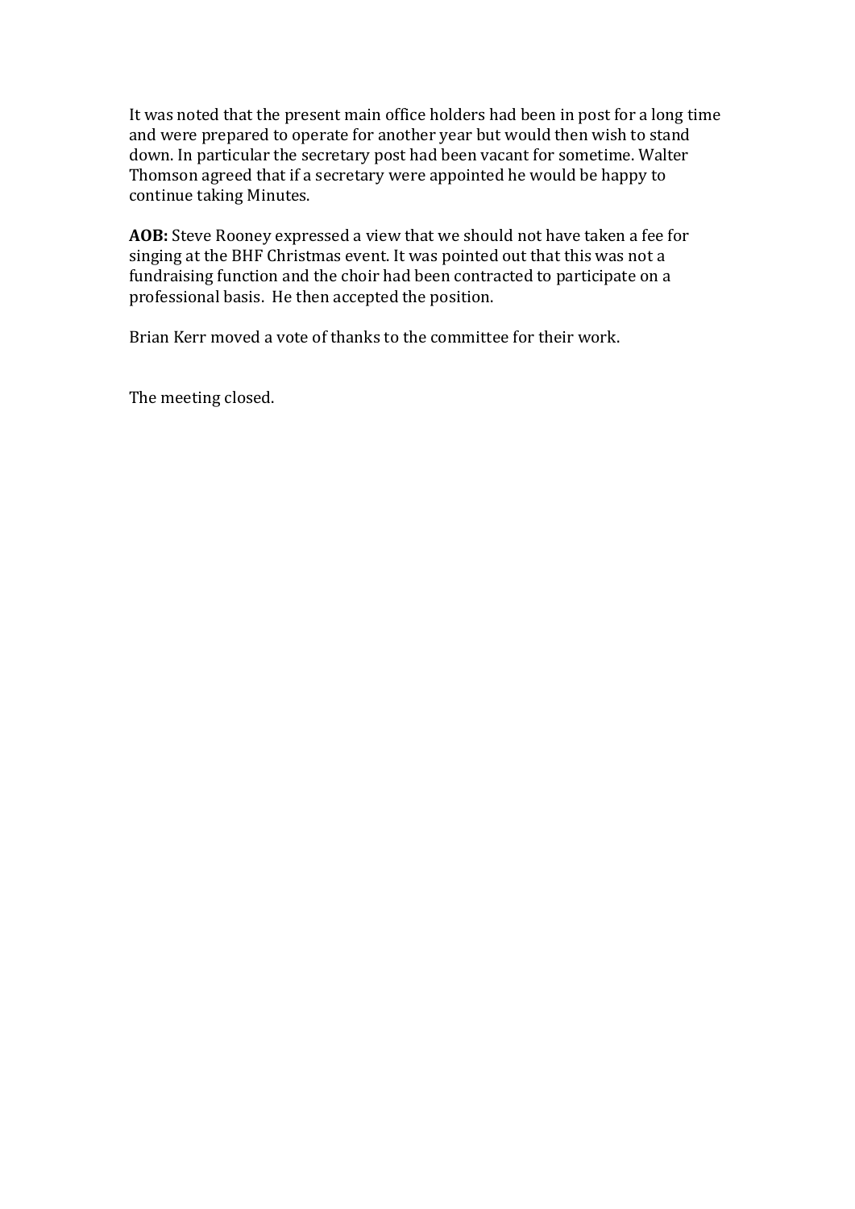It was noted that the present main office holders had been in post for a long time and were prepared to operate for another year but would then wish to stand down. In particular the secretary post had been vacant for sometime. Walter Thomson agreed that if a secretary were appointed he would be happy to continue taking Minutes.

**AOB:** Steve Rooney expressed a view that we should not have taken a fee for singing at the BHF Christmas event. It was pointed out that this was not a fundraising function and the choir had been contracted to participate on a professional basis. He then accepted the position.

Brian Kerr moved a vote of thanks to the committee for their work.

The meeting closed.